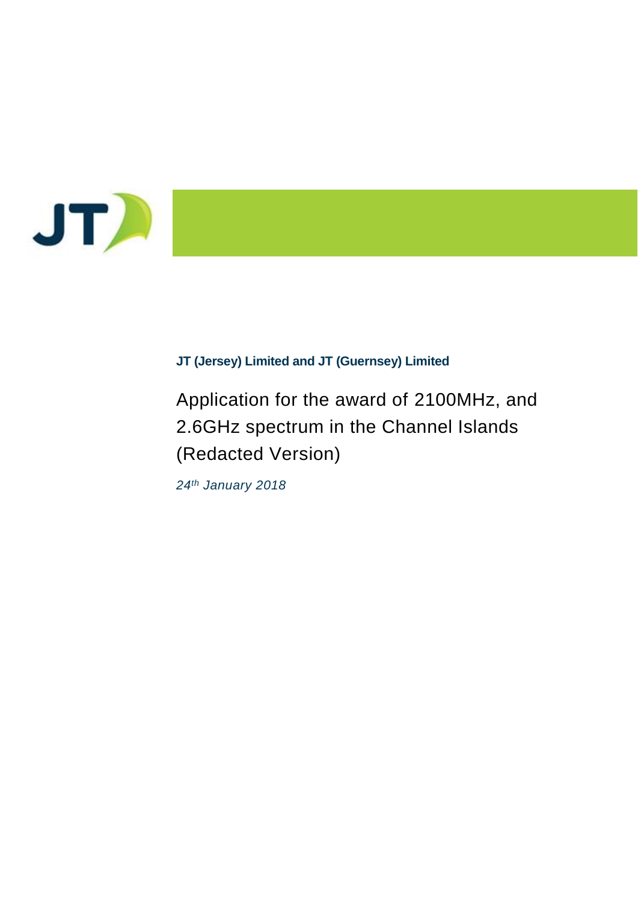**JT (Jersey) Limited and JT (Guernsey) Limited**

# Application for the award of 2100MHz, and 2.6GHz spectrum in the Channel Islands (Redacted Version)

*24th January 2018*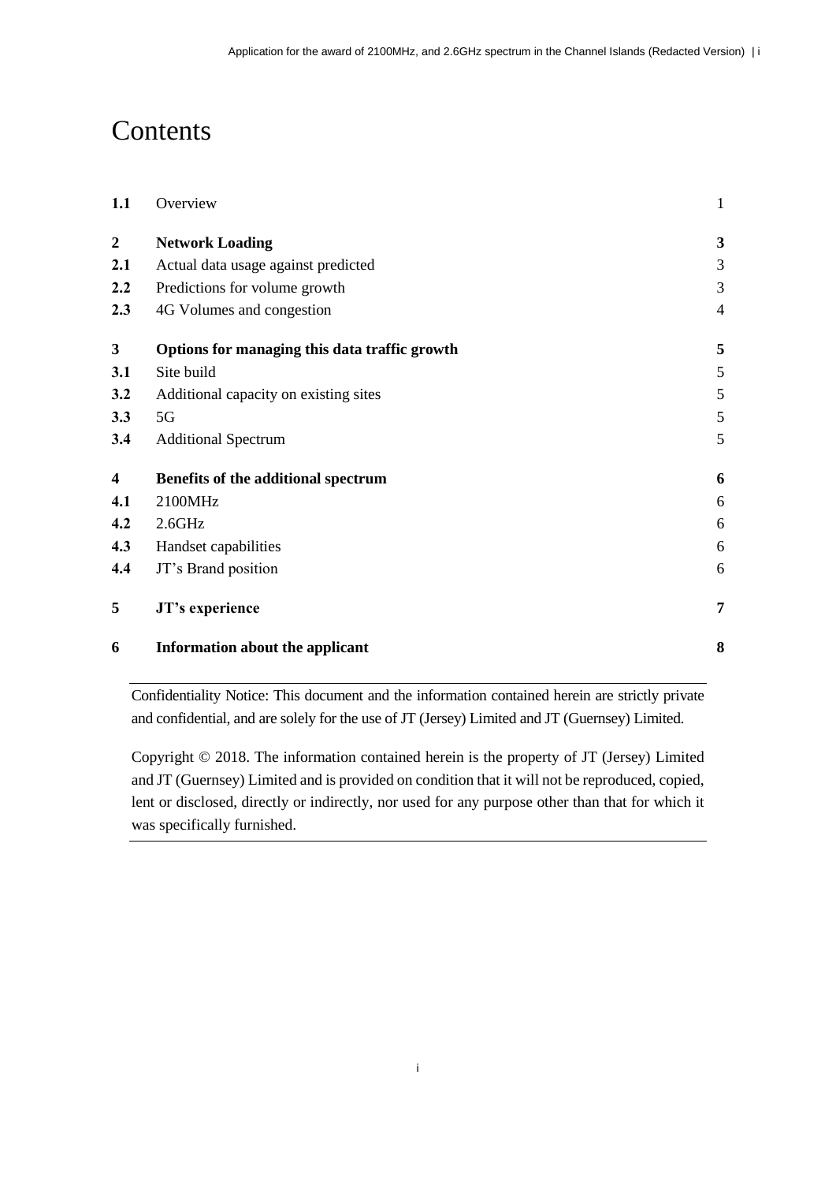# Contents

| | | |
|---|---|---|
| **1.1** | Overview | 1 |
| **2** | **Network Loading** | **3** |
| **2.1** | Actual data usage against predicted | 3 |
| **2.2** | Predictions for volume growth | 3 |
| **2.3** | 4G Volumes and congestion | 4 |
| **3** | **Options for managing this data traffic growth** | **5** |
| **3.1** | Site build | 5 |
| **3.2** | Additional capacity on existing sites | 5 |
| **3.3** | 5G | 5 |
| **3.4** | Additional Spectrum | 5 |
| **4** | **Benefits of the additional spectrum** | **6** |
| **4.1** | 2100MHz | 6 |
| **4.2** | 2.6GHz | 6 |
| **4.3** | Handset capabilities | 6 |
| **4.4** | JT's Brand position | 6 |
| **5** | **JT's experience** | **7** |
| **6** | **Information about the applicant** | **8** |

---

Confidentiality Notice: This document and the information contained herein are strictly private and confidential, and are solely for the use of JT (Jersey) Limited and JT (Guernsey) Limited.

Copyright © 2018. The information contained herein is the property of JT (Jersey) Limited and JT (Guernsey) Limited and is provided on condition that it will not be reproduced, copied, lent or disclosed, directly or indirectly, nor used for any purpose other than that for which it was specifically furnished.

---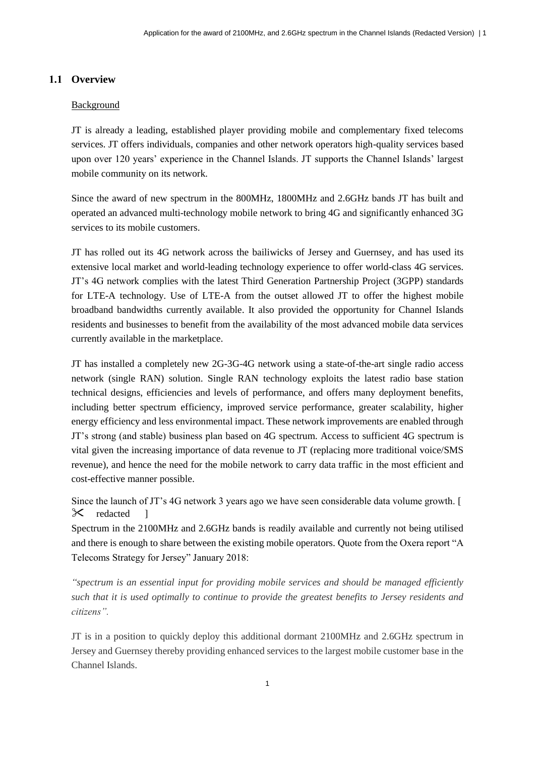## 1.1 Overview

Background

JT is already a leading, established player providing mobile and complementary fixed telecoms services. JT offers individuals, companies and other network operators high-quality services based upon over 120 years' experience in the Channel Islands. JT supports the Channel Islands' largest mobile community on its network.

Since the award of new spectrum in the 800MHz, 1800MHz and 2.6GHz bands JT has built and operated an advanced multi-technology mobile network to bring 4G and significantly enhanced 3G services to its mobile customers.

JT has rolled out its 4G network across the bailiwicks of Jersey and Guernsey, and has used its extensive local market and world-leading technology experience to offer world-class 4G services. JT's 4G network complies with the latest Third Generation Partnership Project (3GPP) standards for LTE-A technology. Use of LTE-A from the outset allowed JT to offer the highest mobile broadband bandwidths currently available. It also provided the opportunity for Channel Islands residents and businesses to benefit from the availability of the most advanced mobile data services currently available in the marketplace.

JT has installed a completely new 2G-3G-4G network using a state-of-the-art single radio access network (single RAN) solution. Single RAN technology exploits the latest radio base station technical designs, efficiencies and levels of performance, and offers many deployment benefits, including better spectrum efficiency, improved service performance, greater scalability, higher energy efficiency and less environmental impact. These network improvements are enabled through JT's strong (and stable) business plan based on 4G spectrum. Access to sufficient 4G spectrum is vital given the increasing importance of data revenue to JT (replacing more traditional voice/SMS revenue), and hence the need for the mobile network to carry data traffic in the most efficient and cost-effective manner possible.

Since the launch of JT's 4G network 3 years ago we have seen considerable data volume growth. [ ✂ redacted ]

Spectrum in the 2100MHz and 2.6GHz bands is readily available and currently not being utilised and there is enough to share between the existing mobile operators. Quote from the Oxera report "A Telecoms Strategy for Jersey" January 2018:

*"spectrum is an essential input for providing mobile services and should be managed efficiently such that it is used optimally to continue to provide the greatest benefits to Jersey residents and citizens".*

JT is in a position to quickly deploy this additional dormant 2100MHz and 2.6GHz spectrum in Jersey and Guernsey thereby providing enhanced services to the largest mobile customer base in the Channel Islands.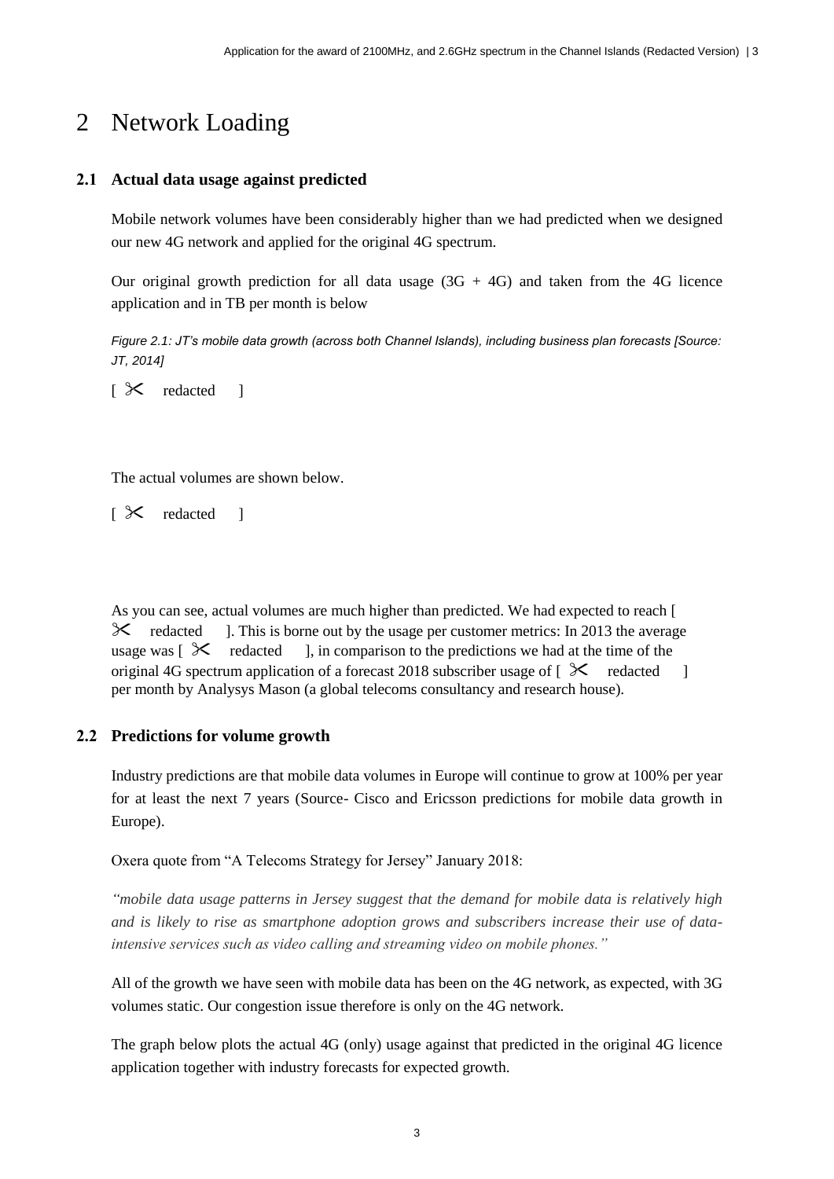# 2 Network Loading

## 2.1 Actual data usage against predicted

Mobile network volumes have been considerably higher than we had predicted when we designed our new 4G network and applied for the original 4G spectrum.

Our original growth prediction for all data usage (3G + 4G) and taken from the 4G licence application and in TB per month is below

*Figure 2.1: JT's mobile data growth (across both Channel Islands), including business plan forecasts [Source: JT, 2014]*

[ ✂ redacted ]

The actual volumes are shown below.

[ ✂ redacted ]

As you can see, actual volumes are much higher than predicted. We had expected to reach [ ✂ redacted ]. This is borne out by the usage per customer metrics: In 2013 the average usage was [ ✂ redacted ], in comparison to the predictions we had at the time of the original 4G spectrum application of a forecast 2018 subscriber usage of [ ✂ redacted ] per month by Analysys Mason (a global telecoms consultancy and research house).

## 2.2 Predictions for volume growth

Industry predictions are that mobile data volumes in Europe will continue to grow at 100% per year for at least the next 7 years (Source- Cisco and Ericsson predictions for mobile data growth in Europe).

Oxera quote from "A Telecoms Strategy for Jersey" January 2018:

*"mobile data usage patterns in Jersey suggest that the demand for mobile data is relatively high and is likely to rise as smartphone adoption grows and subscribers increase their use of data-intensive services such as video calling and streaming video on mobile phones."*

All of the growth we have seen with mobile data has been on the 4G network, as expected, with 3G volumes static. Our congestion issue therefore is only on the 4G network.

The graph below plots the actual 4G (only) usage against that predicted in the original 4G licence application together with industry forecasts for expected growth.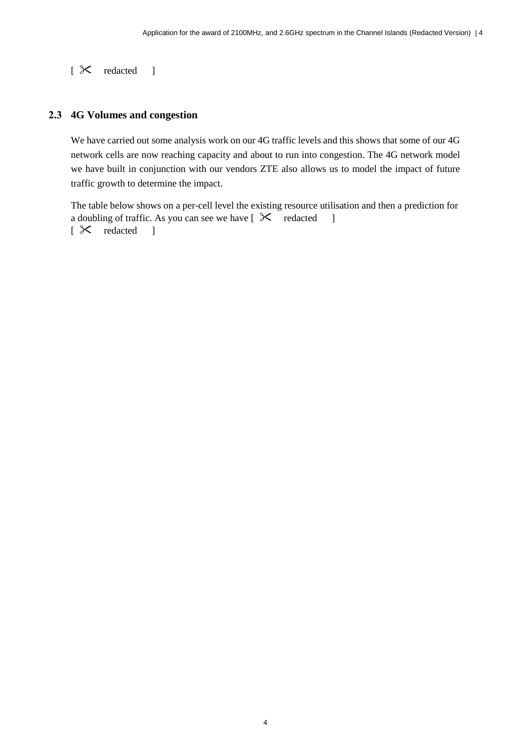[ ✂ redacted ]

## 2.3 4G Volumes and congestion

We have carried out some analysis work on our 4G traffic levels and this shows that some of our 4G network cells are now reaching capacity and about to run into congestion. The 4G network model we have built in conjunction with our vendors ZTE also allows us to model the impact of future traffic growth to determine the impact.

The table below shows on a per-cell level the existing resource utilisation and then a prediction for a doubling of traffic. As you can see we have [ ✂ redacted ]
[ ✂ redacted ]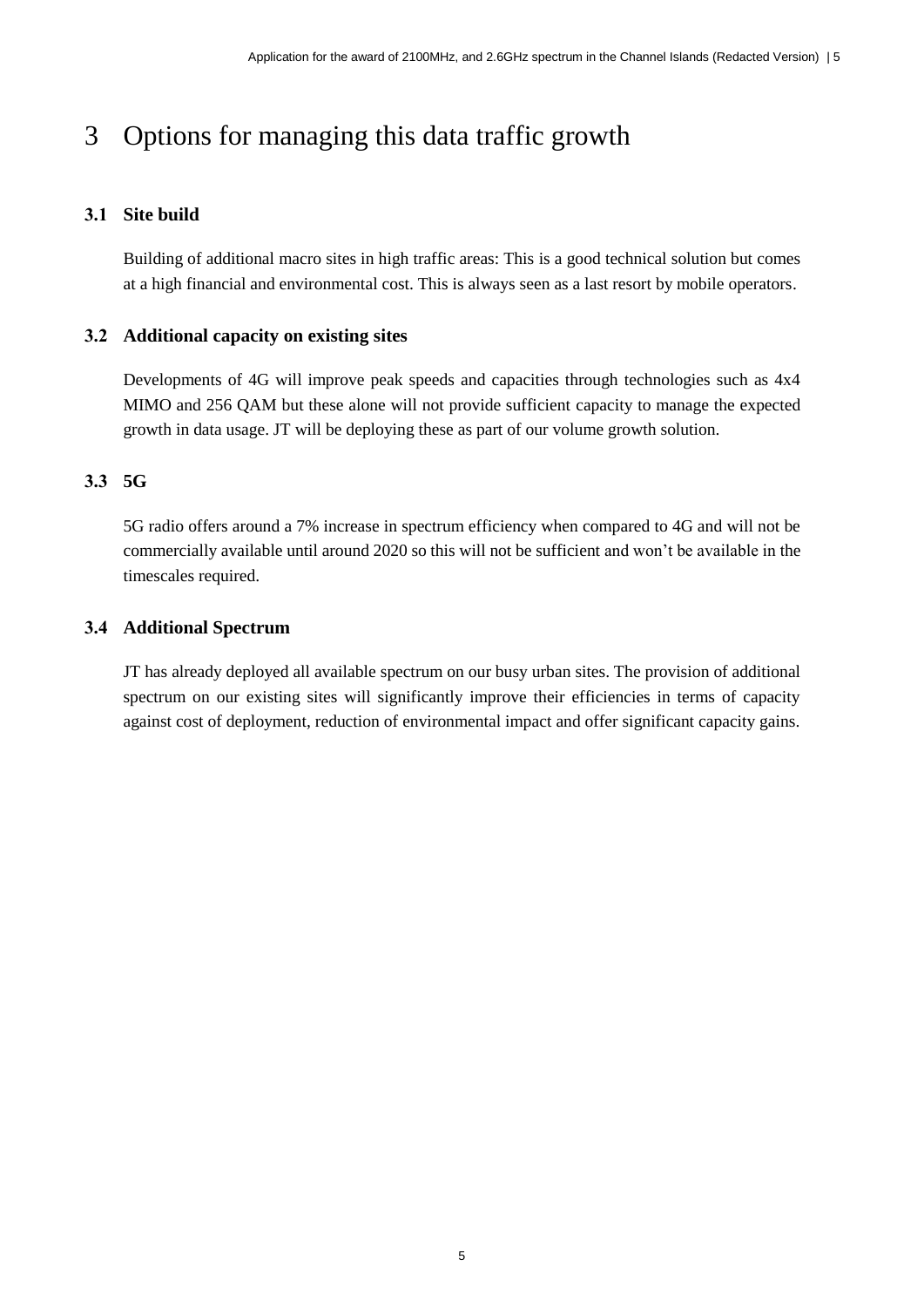# 3 Options for managing this data traffic growth

## 3.1 Site build

Building of additional macro sites in high traffic areas: This is a good technical solution but comes at a high financial and environmental cost. This is always seen as a last resort by mobile operators.

## 3.2 Additional capacity on existing sites

Developments of 4G will improve peak speeds and capacities through technologies such as 4x4 MIMO and 256 QAM but these alone will not provide sufficient capacity to manage the expected growth in data usage. JT will be deploying these as part of our volume growth solution.

## 3.3 5G

5G radio offers around a 7% increase in spectrum efficiency when compared to 4G and will not be commercially available until around 2020 so this will not be sufficient and won't be available in the timescales required.

## 3.4 Additional Spectrum

JT has already deployed all available spectrum on our busy urban sites. The provision of additional spectrum on our existing sites will significantly improve their efficiencies in terms of capacity against cost of deployment, reduction of environmental impact and offer significant capacity gains.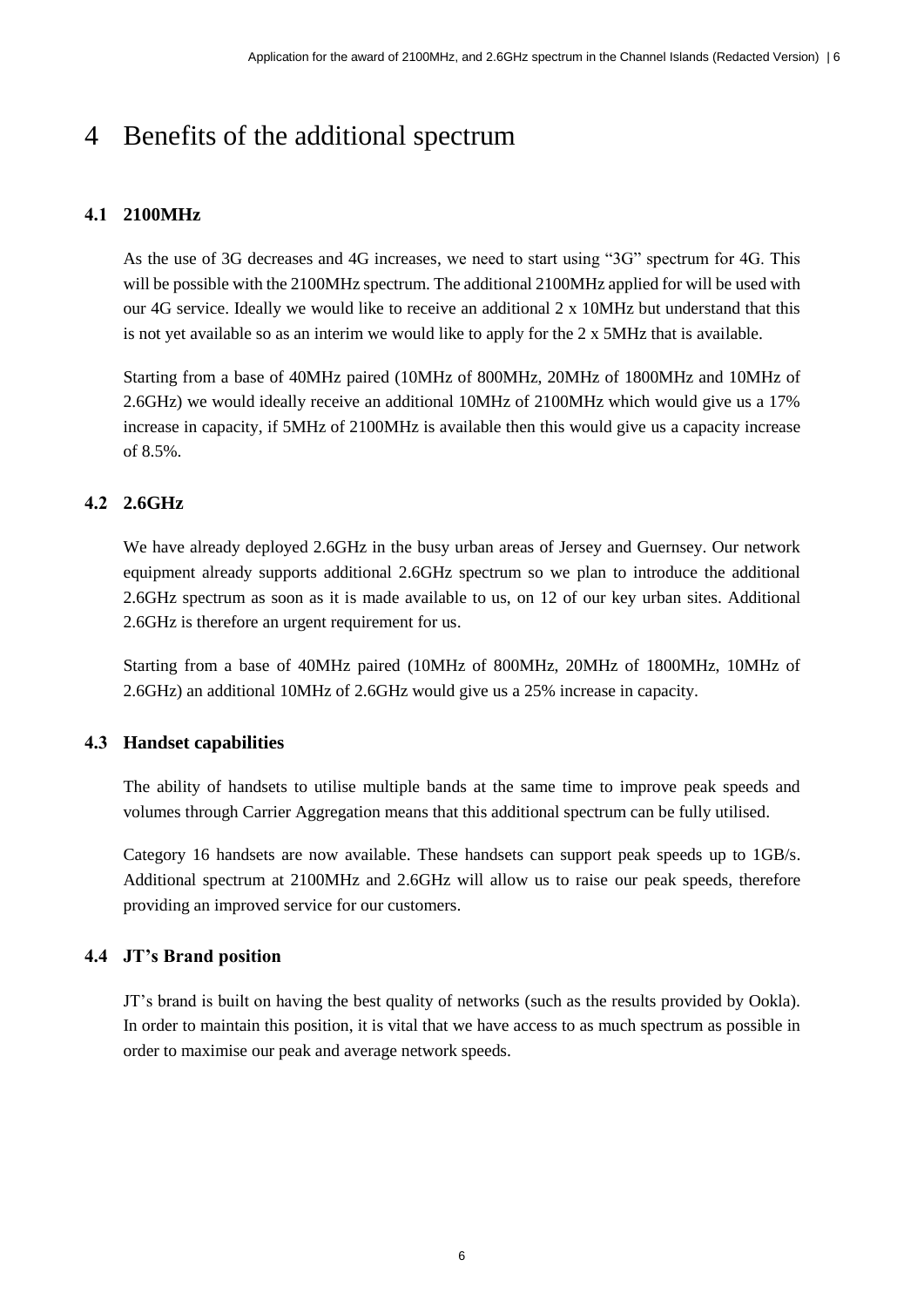# 4 Benefits of the additional spectrum

## 4.1 2100MHz

As the use of 3G decreases and 4G increases, we need to start using "3G" spectrum for 4G. This will be possible with the 2100MHz spectrum. The additional 2100MHz applied for will be used with our 4G service. Ideally we would like to receive an additional 2 x 10MHz but understand that this is not yet available so as an interim we would like to apply for the 2 x 5MHz that is available.

Starting from a base of 40MHz paired (10MHz of 800MHz, 20MHz of 1800MHz and 10MHz of 2.6GHz) we would ideally receive an additional 10MHz of 2100MHz which would give us a 17% increase in capacity, if 5MHz of 2100MHz is available then this would give us a capacity increase of 8.5%.

## 4.2 2.6GHz

We have already deployed 2.6GHz in the busy urban areas of Jersey and Guernsey. Our network equipment already supports additional 2.6GHz spectrum so we plan to introduce the additional 2.6GHz spectrum as soon as it is made available to us, on 12 of our key urban sites. Additional 2.6GHz is therefore an urgent requirement for us.

Starting from a base of 40MHz paired (10MHz of 800MHz, 20MHz of 1800MHz, 10MHz of 2.6GHz) an additional 10MHz of 2.6GHz would give us a 25% increase in capacity.

## 4.3 Handset capabilities

The ability of handsets to utilise multiple bands at the same time to improve peak speeds and volumes through Carrier Aggregation means that this additional spectrum can be fully utilised.

Category 16 handsets are now available. These handsets can support peak speeds up to 1GB/s. Additional spectrum at 2100MHz and 2.6GHz will allow us to raise our peak speeds, therefore providing an improved service for our customers.

## 4.4 JT's Brand position

JT's brand is built on having the best quality of networks (such as the results provided by Ookla). In order to maintain this position, it is vital that we have access to as much spectrum as possible in order to maximise our peak and average network speeds.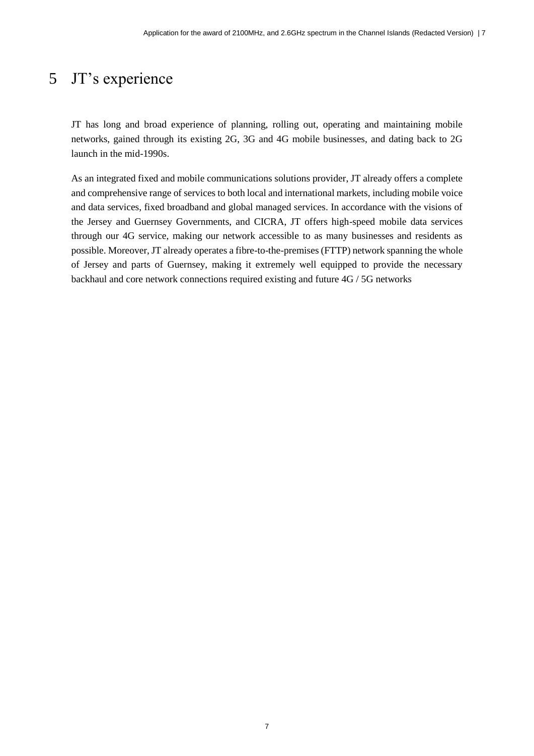# 5 JT's experience

JT has long and broad experience of planning, rolling out, operating and maintaining mobile networks, gained through its existing 2G, 3G and 4G mobile businesses, and dating back to 2G launch in the mid-1990s.

As an integrated fixed and mobile communications solutions provider, JT already offers a complete and comprehensive range of services to both local and international markets, including mobile voice and data services, fixed broadband and global managed services. In accordance with the visions of the Jersey and Guernsey Governments, and CICRA, JT offers high-speed mobile data services through our 4G service, making our network accessible to as many businesses and residents as possible. Moreover, JT already operates a fibre-to-the-premises (FTTP) network spanning the whole of Jersey and parts of Guernsey, making it extremely well equipped to provide the necessary backhaul and core network connections required existing and future 4G / 5G networks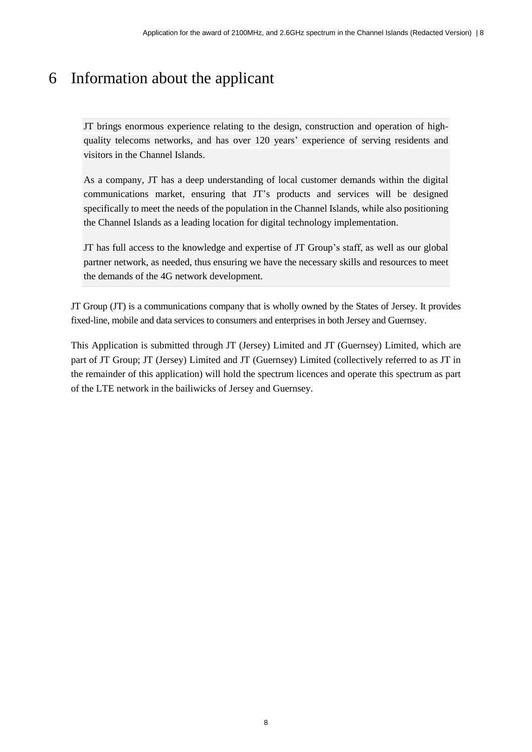# 6 Information about the applicant

JT brings enormous experience relating to the design, construction and operation of high-quality telecoms networks, and has over 120 years' experience of serving residents and visitors in the Channel Islands.

As a company, JT has a deep understanding of local customer demands within the digital communications market, ensuring that JT's products and services will be designed specifically to meet the needs of the population in the Channel Islands, while also positioning the Channel Islands as a leading location for digital technology implementation.

JT has full access to the knowledge and expertise of JT Group's staff, as well as our global partner network, as needed, thus ensuring we have the necessary skills and resources to meet the demands of the 4G network development.

JT Group (JT) is a communications company that is wholly owned by the States of Jersey. It provides fixed-line, mobile and data services to consumers and enterprises in both Jersey and Guernsey.

This Application is submitted through JT (Jersey) Limited and JT (Guernsey) Limited, which are part of JT Group; JT (Jersey) Limited and JT (Guernsey) Limited (collectively referred to as JT in the remainder of this application) will hold the spectrum licences and operate this spectrum as part of the LTE network in the bailiwicks of Jersey and Guernsey.